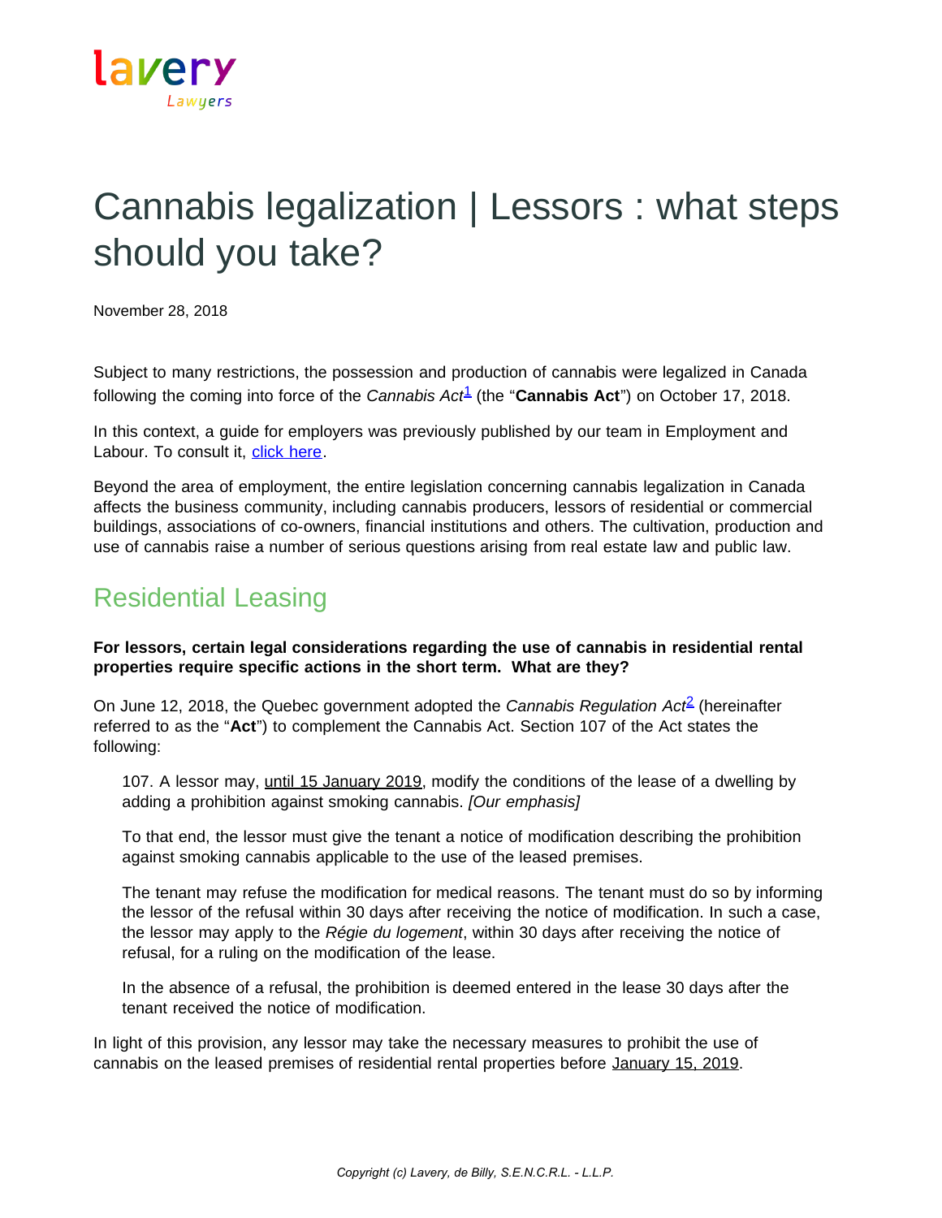lavery
Lawyers

# Cannabis legalization | Lessors : what steps should you take?

November 28, 2018

Subject to many restrictions, the possession and production of cannabis were legalized in Canada following the coming into force of the *Cannabis Act*[1] (the "**Cannabis Act**") on October 17, 2018.

In this context, a guide for employers was previously published by our team in Employment and Labour. To consult it, click here.

Beyond the area of employment, the entire legislation concerning cannabis legalization in Canada affects the business community, including cannabis producers, lessors of residential or commercial buildings, associations of co-owners, financial institutions and others. The cultivation, production and use of cannabis raise a number of serious questions arising from real estate law and public law.

## Residential Leasing

**For lessors, certain legal considerations regarding the use of cannabis in residential rental properties require specific actions in the short term. What are they?**

On June 12, 2018, the Quebec government adopted the *Cannabis Regulation Act*[2] (hereinafter referred to as the "**Act**") to complement the Cannabis Act. Section 107 of the Act states the following:

> 107. A lessor may, <u>until 15 January 2019</u>, modify the conditions of the lease of a dwelling by adding a prohibition against smoking cannabis. *[Our emphasis]*
>
> To that end, the lessor must give the tenant a notice of modification describing the prohibition against smoking cannabis applicable to the use of the leased premises.
>
> The tenant may refuse the modification for medical reasons. The tenant must do so by informing the lessor of the refusal within 30 days after receiving the notice of modification. In such a case, the lessor may apply to the *Régie du logement*, within 30 days after receiving the notice of refusal, for a ruling on the modification of the lease.
>
> In the absence of a refusal, the prohibition is deemed entered in the lease 30 days after the tenant received the notice of modification.

In light of this provision, any lessor may take the necessary measures to prohibit the use of cannabis on the leased premises of residential rental properties before <u>January 15, 2019</u>.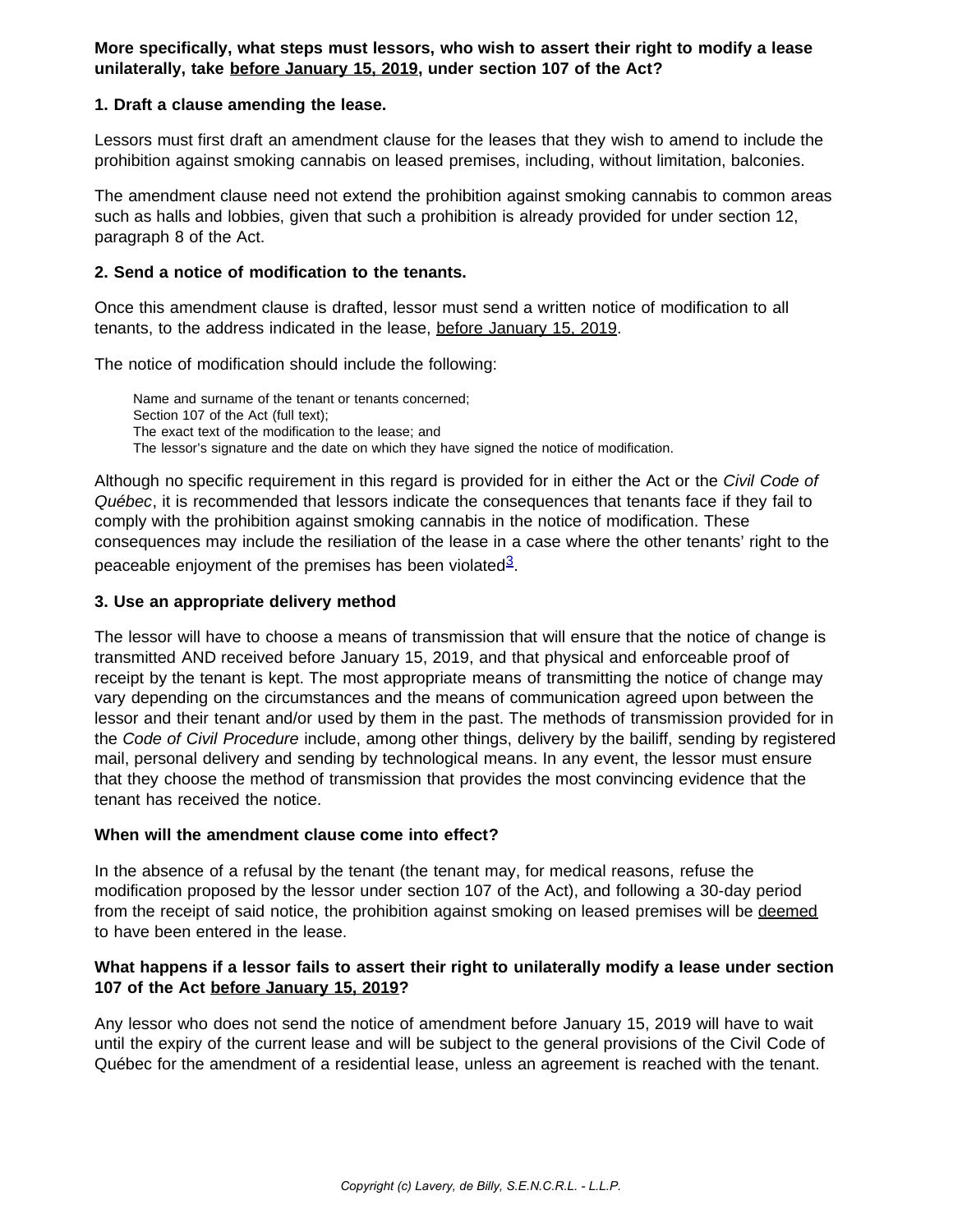**More specifically, what steps must lessors, who wish to assert their right to modify a lease unilaterally, take before January 15, 2019, under section 107 of the Act?**

**1. Draft a clause amending the lease.**

Lessors must first draft an amendment clause for the leases that they wish to amend to include the prohibition against smoking cannabis on leased premises, including, without limitation, balconies.

The amendment clause need not extend the prohibition against smoking cannabis to common areas such as halls and lobbies, given that such a prohibition is already provided for under section 12, paragraph 8 of the Act.

**2. Send a notice of modification to the tenants.**

Once this amendment clause is drafted, lessor must send a written notice of modification to all tenants, to the address indicated in the lease, before January 15, 2019.

The notice of modification should include the following:

- Name and surname of the tenant or tenants concerned;
- Section 107 of the Act (full text);
- The exact text of the modification to the lease; and
- The lessor's signature and the date on which they have signed the notice of modification.

Although no specific requirement in this regard is provided for in either the Act or the *Civil Code of Québec*, it is recommended that lessors indicate the consequences that tenants face if they fail to comply with the prohibition against smoking cannabis in the notice of modification. These consequences may include the resiliation of the lease in a case where the other tenants' right to the peaceable enjoyment of the premises has been violated[3].

**3. Use an appropriate delivery method**

The lessor will have to choose a means of transmission that will ensure that the notice of change is transmitted AND received before January 15, 2019, and that physical and enforceable proof of receipt by the tenant is kept. The most appropriate means of transmitting the notice of change may vary depending on the circumstances and the means of communication agreed upon between the lessor and their tenant and/or used by them in the past. The methods of transmission provided for in the *Code of Civil Procedure* include, among other things, delivery by the bailiff, sending by registered mail, personal delivery and sending by technological means. In any event, the lessor must ensure that they choose the method of transmission that provides the most convincing evidence that the tenant has received the notice.

**When will the amendment clause come into effect?**

In the absence of a refusal by the tenant (the tenant may, for medical reasons, refuse the modification proposed by the lessor under section 107 of the Act), and following a 30-day period from the receipt of said notice, the prohibition against smoking on leased premises will be deemed to have been entered in the lease.

**What happens if a lessor fails to assert their right to unilaterally modify a lease under section 107 of the Act before January 15, 2019?**

Any lessor who does not send the notice of amendment before January 15, 2019 will have to wait until the expiry of the current lease and will be subject to the general provisions of the Civil Code of Québec for the amendment of a residential lease, unless an agreement is reached with the tenant.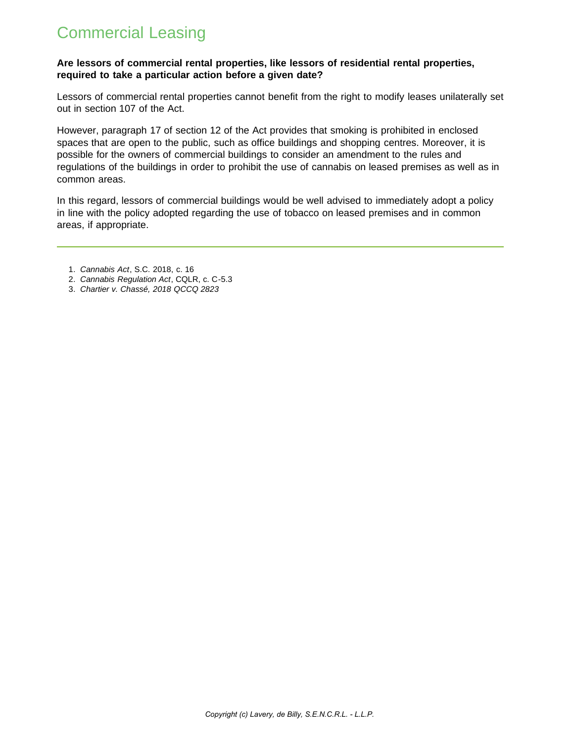## Commercial Leasing

**Are lessors of commercial rental properties, like lessors of residential rental properties, required to take a particular action before a given date?**

Lessors of commercial rental properties cannot benefit from the right to modify leases unilaterally set out in section 107 of the Act.

However, paragraph 17 of section 12 of the Act provides that smoking is prohibited in enclosed spaces that are open to the public, such as office buildings and shopping centres. Moreover, it is possible for the owners of commercial buildings to consider an amendment to the rules and regulations of the buildings in order to prohibit the use of cannabis on leased premises as well as in common areas.

In this regard, lessors of commercial buildings would be well advised to immediately adopt a policy in line with the policy adopted regarding the use of tobacco on leased premises and in common areas, if appropriate.

---

1. *Cannabis Act*, S.C. 2018, c. 16
2. *Cannabis Regulation Act*, CQLR, c. C-5.3
3. *Chartier v. Chassé, 2018 QCCQ 2823*

*Copyright (c) Lavery, de Billy, S.E.N.C.R.L. - L.L.P.*